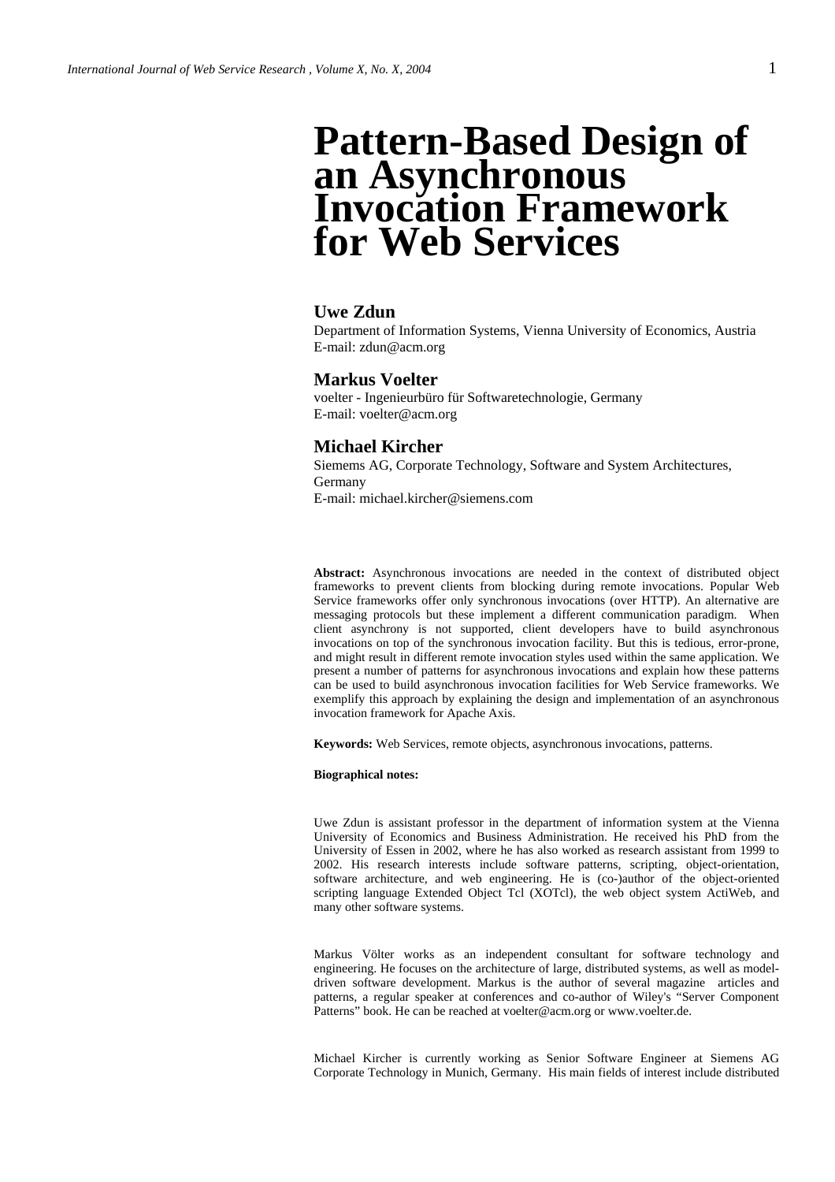# Pattern-Based Design of an Asynchronous Invocation Framework for Web Services

### Uwe Zdun

Department of Information Systems, Vienna University of Economics, Austria
E-mail: zdun@acm.org

### Markus Voelter

voelter - Ingenieurbüro für Softwaretechnologie, Germany
E-mail: voelter@acm.org

### Michael Kircher

Siemems AG, Corporate Technology, Software and System Architectures, Germany
E-mail: michael.kircher@siemens.com

**Abstract:** Asynchronous invocations are needed in the context of distributed object frameworks to prevent clients from blocking during remote invocations. Popular Web Service frameworks offer only synchronous invocations (over HTTP). An alternative are messaging protocols but these implement a different communication paradigm. When client asynchrony is not supported, client developers have to build asynchronous invocations on top of the synchronous invocation facility. But this is tedious, error-prone, and might result in different remote invocation styles used within the same application. We present a number of patterns for asynchronous invocations and explain how these patterns can be used to build asynchronous invocation facilities for Web Service frameworks. We exemplify this approach by explaining the design and implementation of an asynchronous invocation framework for Apache Axis.

**Keywords:** Web Services, remote objects, asynchronous invocations, patterns.

**Biographical notes:**

Uwe Zdun is assistant professor in the department of information system at the Vienna University of Economics and Business Administration. He received his PhD from the University of Essen in 2002, where he has also worked as research assistant from 1999 to 2002. His research interests include software patterns, scripting, object-orientation, software architecture, and web engineering. He is (co-)author of the object-oriented scripting language Extended Object Tcl (XOTcl), the web object system ActiWeb, and many other software systems.

Markus Völter works as an independent consultant for software technology and engineering. He focuses on the architecture of large, distributed systems, as well as model-driven software development. Markus is the author of several magazine articles and patterns, a regular speaker at conferences and co-author of Wiley's "Server Component Patterns" book. He can be reached at voelter@acm.org or www.voelter.de.

Michael Kircher is currently working as Senior Software Engineer at Siemens AG Corporate Technology in Munich, Germany. His main fields of interest include distributed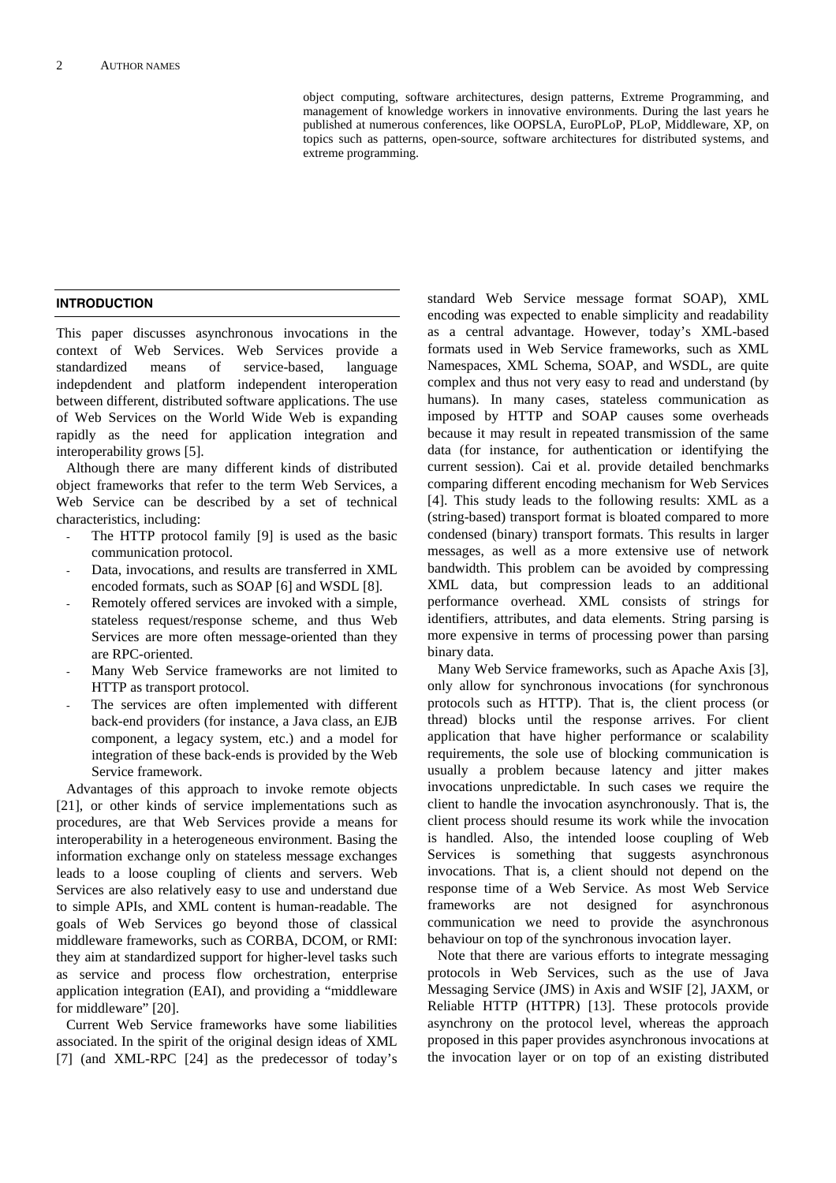object computing, software architectures, design patterns, Extreme Programming, and management of knowledge workers in innovative environments. During the last years he published at numerous conferences, like OOPSLA, EuroPLoP, PLoP, Middleware, XP, on topics such as patterns, open-source, software architectures for distributed systems, and extreme programming.

## INTRODUCTION

This paper discusses asynchronous invocations in the context of Web Services. Web Services provide a standardized means of service-based, language indepdendent and platform independent interoperation between different, distributed software applications. The use of Web Services on the World Wide Web is expanding rapidly as the need for application integration and interoperability grows [5].

Although there are many different kinds of distributed object frameworks that refer to the term Web Services, a Web Service can be described by a set of technical characteristics, including:

- The HTTP protocol family [9] is used as the basic communication protocol.
- Data, invocations, and results are transferred in XML encoded formats, such as SOAP [6] and WSDL [8].
- Remotely offered services are invoked with a simple, stateless request/response scheme, and thus Web Services are more often message-oriented than they are RPC-oriented.
- Many Web Service frameworks are not limited to HTTP as transport protocol.
- The services are often implemented with different back-end providers (for instance, a Java class, an EJB component, a legacy system, etc.) and a model for integration of these back-ends is provided by the Web Service framework.

Advantages of this approach to invoke remote objects [21], or other kinds of service implementations such as procedures, are that Web Services provide a means for interoperability in a heterogeneous environment. Basing the information exchange only on stateless message exchanges leads to a loose coupling of clients and servers. Web Services are also relatively easy to use and understand due to simple APIs, and XML content is human-readable. The goals of Web Services go beyond those of classical middleware frameworks, such as CORBA, DCOM, or RMI: they aim at standardized support for higher-level tasks such as service and process flow orchestration, enterprise application integration (EAI), and providing a "middleware for middleware" [20].

Current Web Service frameworks have some liabilities associated. In the spirit of the original design ideas of XML [7] (and XML-RPC [24] as the predecessor of today's standard Web Service message format SOAP), XML encoding was expected to enable simplicity and readability as a central advantage. However, today's XML-based formats used in Web Service frameworks, such as XML Namespaces, XML Schema, SOAP, and WSDL, are quite complex and thus not very easy to read and understand (by humans). In many cases, stateless communication as imposed by HTTP and SOAP causes some overheads because it may result in repeated transmission of the same data (for instance, for authentication or identifying the current session). Cai et al. provide detailed benchmarks comparing different encoding mechanism for Web Services [4]. This study leads to the following results: XML as a (string-based) transport format is bloated compared to more condensed (binary) transport formats. This results in larger messages, as well as a more extensive use of network bandwidth. This problem can be avoided by compressing XML data, but compression leads to an additional performance overhead. XML consists of strings for identifiers, attributes, and data elements. String parsing is more expensive in terms of processing power than parsing binary data.

Many Web Service frameworks, such as Apache Axis [3], only allow for synchronous invocations (for synchronous protocols such as HTTP). That is, the client process (or thread) blocks until the response arrives. For client application that have higher performance or scalability requirements, the sole use of blocking communication is usually a problem because latency and jitter makes invocations unpredictable. In such cases we require the client to handle the invocation asynchronously. That is, the client process should resume its work while the invocation is handled. Also, the intended loose coupling of Web Services is something that suggests asynchronous invocations. That is, a client should not depend on the response time of a Web Service. As most Web Service frameworks are not designed for asynchronous communication we need to provide the asynchronous behaviour on top of the synchronous invocation layer.

Note that there are various efforts to integrate messaging protocols in Web Services, such as the use of Java Messaging Service (JMS) in Axis and WSIF [2], JAXM, or Reliable HTTP (HTTPR) [13]. These protocols provide asynchrony on the protocol level, whereas the approach proposed in this paper provides asynchronous invocations at the invocation layer or on top of an existing distributed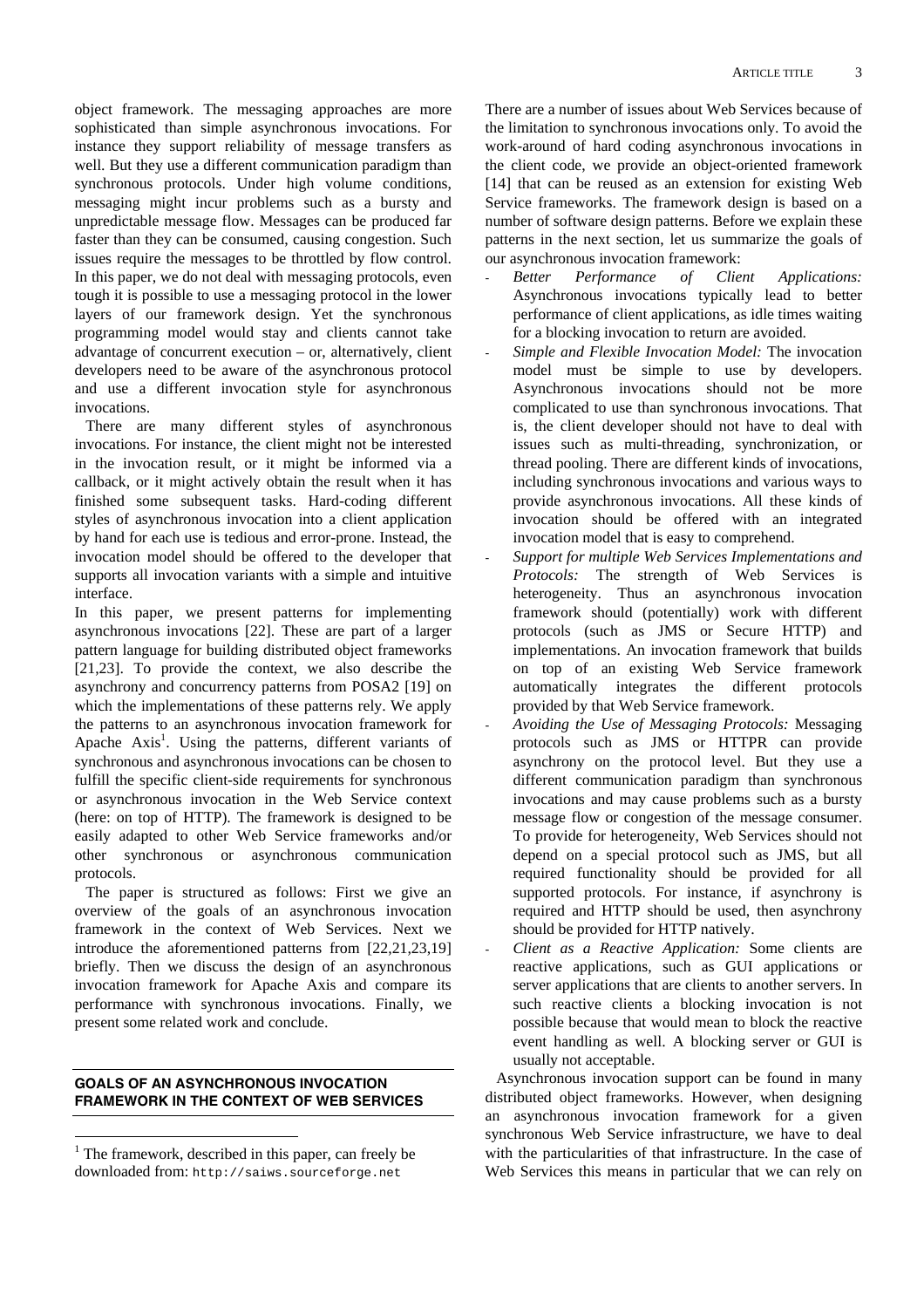object framework. The messaging approaches are more sophisticated than simple asynchronous invocations. For instance they support reliability of message transfers as well. But they use a different communication paradigm than synchronous protocols. Under high volume conditions, messaging might incur problems such as a bursty and unpredictable message flow. Messages can be produced far faster than they can be consumed, causing congestion. Such issues require the messages to be throttled by flow control. In this paper, we do not deal with messaging protocols, even tough it is possible to use a messaging protocol in the lower layers of our framework design. Yet the synchronous programming model would stay and clients cannot take advantage of concurrent execution – or, alternatively, client developers need to be aware of the asynchronous protocol and use a different invocation style for asynchronous invocations.

There are many different styles of asynchronous invocations. For instance, the client might not be interested in the invocation result, or it might be informed via a callback, or it might actively obtain the result when it has finished some subsequent tasks. Hard-coding different styles of asynchronous invocation into a client application by hand for each use is tedious and error-prone. Instead, the invocation model should be offered to the developer that supports all invocation variants with a simple and intuitive interface.

In this paper, we present patterns for implementing asynchronous invocations [22]. These are part of a larger pattern language for building distributed object frameworks [21,23]. To provide the context, we also describe the asynchrony and concurrency patterns from POSA2 [19] on which the implementations of these patterns rely. We apply the patterns to an asynchronous invocation framework for Apache Axis[1]. Using the patterns, different variants of synchronous and asynchronous invocations can be chosen to fulfill the specific client-side requirements for synchronous or asynchronous invocation in the Web Service context (here: on top of HTTP). The framework is designed to be easily adapted to other Web Service frameworks and/or other synchronous or asynchronous communication protocols.

The paper is structured as follows: First we give an overview of the goals of an asynchronous invocation framework in the context of Web Services. Next we introduce the aforementioned patterns from [22,21,23,19] briefly. Then we discuss the design of an asynchronous invocation framework for Apache Axis and compare its performance with synchronous invocations. Finally, we present some related work and conclude.

## GOALS OF AN ASYNCHRONOUS INVOCATION FRAMEWORK IN THE CONTEXT OF WEB SERVICES

There are a number of issues about Web Services because of the limitation to synchronous invocations only. To avoid the work-around of hard coding asynchronous invocations in the client code, we provide an object-oriented framework [14] that can be reused as an extension for existing Web Service frameworks. The framework design is based on a number of software design patterns. Before we explain these patterns in the next section, let us summarize the goals of our asynchronous invocation framework:

- *Better Performance of Client Applications:* Asynchronous invocations typically lead to better performance of client applications, as idle times waiting for a blocking invocation to return are avoided.
- *Simple and Flexible Invocation Model:* The invocation model must be simple to use by developers. Asynchronous invocations should not be more complicated to use than synchronous invocations. That is, the client developer should not have to deal with issues such as multi-threading, synchronization, or thread pooling. There are different kinds of invocations, including synchronous invocations and various ways to provide asynchronous invocations. All these kinds of invocation should be offered with an integrated invocation model that is easy to comprehend.
- *Support for multiple Web Services Implementations and Protocols:* The strength of Web Services is heterogeneity. Thus an asynchronous invocation framework should (potentially) work with different protocols (such as JMS or Secure HTTP) and implementations. An invocation framework that builds on top of an existing Web Service framework automatically integrates the different protocols provided by that Web Service framework.
- *Avoiding the Use of Messaging Protocols:* Messaging protocols such as JMS or HTTPR can provide asynchrony on the protocol level. But they use a different communication paradigm than synchronous invocations and may cause problems such as a bursty message flow or congestion of the message consumer. To provide for heterogeneity, Web Services should not depend on a special protocol such as JMS, but all required functionality should be provided for all supported protocols. For instance, if asynchrony is required and HTTP should be used, then asynchrony should be provided for HTTP natively.
- *Client as a Reactive Application:* Some clients are reactive applications, such as GUI applications or server applications that are clients to another servers. In such reactive clients a blocking invocation is not possible because that would mean to block the reactive event handling as well. A blocking server or GUI is usually not acceptable.

Asynchronous invocation support can be found in many distributed object frameworks. However, when designing an asynchronous invocation framework for a given synchronous Web Service infrastructure, we have to deal with the particularities of that infrastructure. In the case of Web Services this means in particular that we can rely on

[1] The framework, described in this paper, can freely be downloaded from: `http://saiws.sourceforge.net`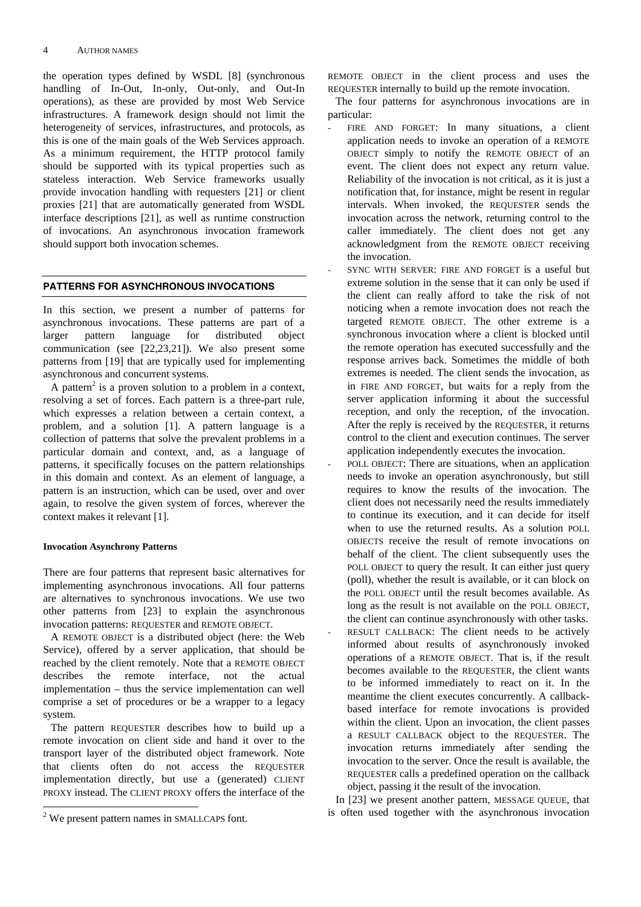the operation types defined by WSDL [8] (synchronous handling of In-Out, In-only, Out-only, and Out-In operations), as these are provided by most Web Service infrastructures. A framework design should not limit the heterogeneity of services, infrastructures, and protocols, as this is one of the main goals of the Web Services approach. As a minimum requirement, the HTTP protocol family should be supported with its typical properties such as stateless interaction. Web Service frameworks usually provide invocation handling with requesters [21] or client proxies [21] that are automatically generated from WSDL interface descriptions [21], as well as runtime construction of invocations. An asynchronous invocation framework should support both invocation schemes.

## PATTERNS FOR ASYNCHRONOUS INVOCATIONS

In this section, we present a number of patterns for asynchronous invocations. These patterns are part of a larger pattern language for distributed object communication (see [22,23,21]). We also present some patterns from [19] that are typically used for implementing asynchronous and concurrent systems.

A pattern[2] is a proven solution to a problem in a context, resolving a set of forces. Each pattern is a three-part rule, which expresses a relation between a certain context, a problem, and a solution [1]. A pattern language is a collection of patterns that solve the prevalent problems in a particular domain and context, and, as a language of patterns, it specifically focuses on the pattern relationships in this domain and context. As an element of language, a pattern is an instruction, which can be used, over and over again, to resolve the given system of forces, wherever the context makes it relevant [1].

### Invocation Asynchrony Patterns

There are four patterns that represent basic alternatives for implementing asynchronous invocations. All four patterns are alternatives to synchronous invocations. We use two other patterns from [23] to explain the asynchronous invocation patterns: REQUESTER and REMOTE OBJECT.

A REMOTE OBJECT is a distributed object (here: the Web Service), offered by a server application, that should be reached by the client remotely. Note that a REMOTE OBJECT describes the remote interface, not the actual implementation – thus the service implementation can well comprise a set of procedures or be a wrapper to a legacy system.

The pattern REQUESTER describes how to build up a remote invocation on client side and hand it over to the transport layer of the distributed object framework. Note that clients often do not access the REQUESTER implementation directly, but use a (generated) CLIENT PROXY instead. The CLIENT PROXY offers the interface of the REMOTE OBJECT in the client process and uses the REQUESTER internally to build up the remote invocation.

The four patterns for asynchronous invocations are in particular:

- FIRE AND FORGET: In many situations, a client application needs to invoke an operation of a REMOTE OBJECT simply to notify the REMOTE OBJECT of an event. The client does not expect any return value. Reliability of the invocation is not critical, as it is just a notification that, for instance, might be resent in regular intervals. When invoked, the REQUESTER sends the invocation across the network, returning control to the caller immediately. The client does not get any acknowledgment from the REMOTE OBJECT receiving the invocation.
- SYNC WITH SERVER: FIRE AND FORGET is a useful but extreme solution in the sense that it can only be used if the client can really afford to take the risk of not noticing when a remote invocation does not reach the targeted REMOTE OBJECT. The other extreme is a synchronous invocation where a client is blocked until the remote operation has executed successfully and the response arrives back. Sometimes the middle of both extremes is needed. The client sends the invocation, as in FIRE AND FORGET, but waits for a reply from the server application informing it about the successful reception, and only the reception, of the invocation. After the reply is received by the REQUESTER, it returns control to the client and execution continues. The server application independently executes the invocation.
- POLL OBJECT: There are situations, when an application needs to invoke an operation asynchronously, but still requires to know the results of the invocation. The client does not necessarily need the results immediately to continue its execution, and it can decide for itself when to use the returned results. As a solution POLL OBJECTS receive the result of remote invocations on behalf of the client. The client subsequently uses the POLL OBJECT to query the result. It can either just query (poll), whether the result is available, or it can block on the POLL OBJECT until the result becomes available. As long as the result is not available on the POLL OBJECT, the client can continue asynchronously with other tasks.
- RESULT CALLBACK: The client needs to be actively informed about results of asynchronously invoked operations of a REMOTE OBJECT. That is, if the result becomes available to the REQUESTER, the client wants to be informed immediately to react on it. In the meantime the client executes concurrently. A callback-based interface for remote invocations is provided within the client. Upon an invocation, the client passes a RESULT CALLBACK object to the REQUESTER. The invocation returns immediately after sending the invocation to the server. Once the result is available, the REQUESTER calls a predefined operation on the callback object, passing it the result of the invocation.

In [23] we present another pattern, MESSAGE QUEUE, that is often used together with the asynchronous invocation

[2] We present pattern names in SMALLCAPS font.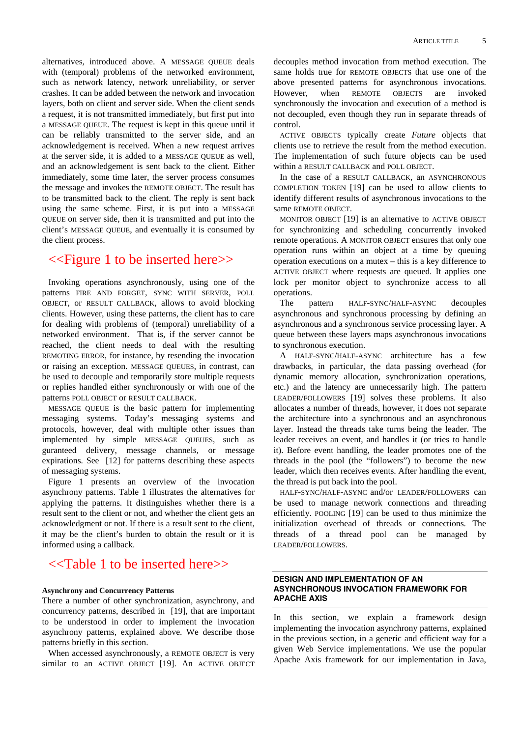alternatives, introduced above. A MESSAGE QUEUE deals with (temporal) problems of the networked environment, such as network latency, network unreliability, or server crashes. It can be added between the network and invocation layers, both on client and server side. When the client sends a request, it is not transmitted immediately, but first put into a MESSAGE QUEUE. The request is kept in this queue until it can be reliably transmitted to the server side, and an acknowledgement is received. When a new request arrives at the server side, it is added to a MESSAGE QUEUE as well, and an acknowledgement is sent back to the client. Either immediately, some time later, the server process consumes the message and invokes the REMOTE OBJECT. The result has to be transmitted back to the client. The reply is sent back using the same scheme. First, it is put into a MESSAGE QUEUE on server side, then it is transmitted and put into the client's MESSAGE QUEUE, and eventually it is consumed by the client process.

<<Figure 1 to be inserted here>>

Invoking operations asynchronously, using one of the patterns FIRE AND FORGET, SYNC WITH SERVER, POLL OBJECT, or RESULT CALLBACK, allows to avoid blocking clients. However, using these patterns, the client has to care for dealing with problems of (temporal) unreliability of a networked environment. That is, if the server cannot be reached, the client needs to deal with the resulting REMOTING ERROR, for instance, by resending the invocation or raising an exception. MESSAGE QUEUES, in contrast, can be used to decouple and temporarily store multiple requests or replies handled either synchronously or with one of the patterns POLL OBJECT or RESULT CALLBACK.

MESSAGE QUEUE is the basic pattern for implementing messaging systems. Today's messaging systems and protocols, however, deal with multiple other issues than implemented by simple MESSAGE QUEUES, such as guranteed delivery, message channels, or message expirations. See [12] for patterns describing these aspects of messaging systems.

Figure 1 presents an overview of the invocation asynchrony patterns. Table 1 illustrates the alternatives for applying the patterns. It distinguishes whether there is a result sent to the client or not, and whether the client gets an acknowledgment or not. If there is a result sent to the client, it may be the client's burden to obtain the result or it is informed using a callback.

<<Table 1 to be inserted here>>

**Asynchrony and Concurrency Patterns**

There a number of other synchronization, asynchrony, and concurrency patterns, described in [19], that are important to be understood in order to implement the invocation asynchrony patterns, explained above. We describe those patterns briefly in this section.

When accessed asynchronously, a REMOTE OBJECT is very similar to an ACTIVE OBJECT [19]. An ACTIVE OBJECT decouples method invocation from method execution. The same holds true for REMOTE OBJECTS that use one of the above presented patterns for asynchronous invocations. However, when REMOTE OBJECTS are invoked synchronously the invocation and execution of a method is not decoupled, even though they run in separate threads of control.

ACTIVE OBJECTS typically create *Future* objects that clients use to retrieve the result from the method execution. The implementation of such future objects can be used within a RESULT CALLBACK and POLL OBJECT.

In the case of a RESULT CALLBACK, an ASYNCHRONOUS COMPLETION TOKEN [19] can be used to allow clients to identify different results of asynchronous invocations to the same REMOTE OBJECT.

MONITOR OBJECT [19] is an alternative to ACTIVE OBJECT for synchronizing and scheduling concurrently invoked remote operations. A MONITOR OBJECT ensures that only one operation runs within an object at a time by queuing operation executions on a mutex – this is a key difference to ACTIVE OBJECT where requests are queued. It applies one lock per monitor object to synchronize access to all operations.

The pattern HALF-SYNC/HALF-ASYNC decouples asynchronous and synchronous processing by defining an asynchronous and a synchronous service processing layer. A queue between these layers maps asynchronous invocations to synchronous execution.

A HALF-SYNC/HALF-ASYNC architecture has a few drawbacks, in particular, the data passing overhead (for dynamic memory allocation, synchronization operations, etc.) and the latency are unnecessarily high. The pattern LEADER/FOLLOWERS [19] solves these problems. It also allocates a number of threads, however, it does not separate the architecture into a synchronous and an asynchronous layer. Instead the threads take turns being the leader. The leader receives an event, and handles it (or tries to handle it). Before event handling, the leader promotes one of the threads in the pool (the "followers") to become the new leader, which then receives events. After handling the event, the thread is put back into the pool.

HALF-SYNC/HALF-ASYNC and/or LEADER/FOLLOWERS can be used to manage network connections and threading efficiently. POOLING [19] can be used to thus minimize the initialization overhead of threads or connections. The threads of a thread pool can be managed by LEADER/FOLLOWERS.

## DESIGN AND IMPLEMENTATION OF AN ASYNCHRONOUS INVOCATION FRAMEWORK FOR APACHE AXIS

In this section, we explain a framework design implementing the invocation asynchrony patterns, explained in the previous section, in a generic and efficient way for a given Web Service implementations. We use the popular Apache Axis framework for our implementation in Java,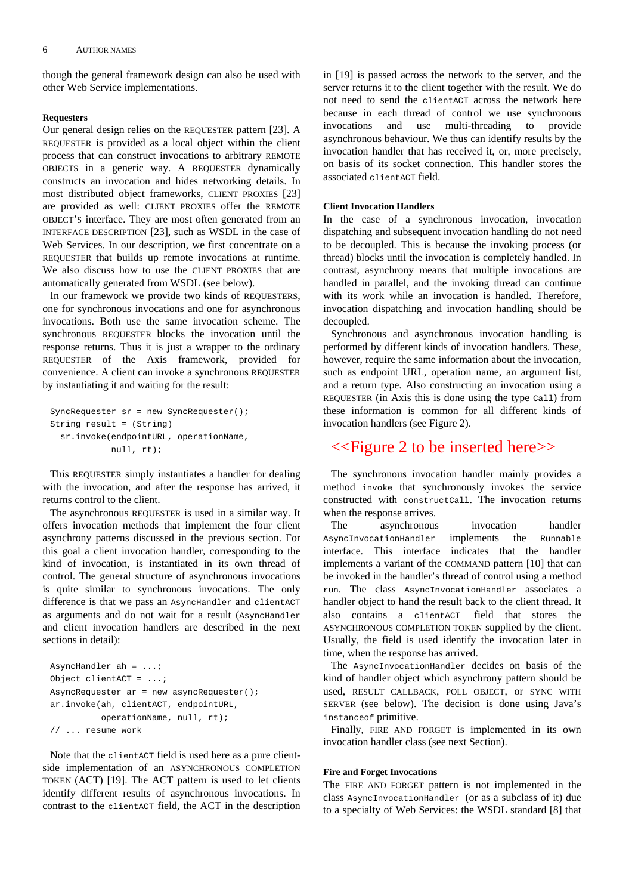though the general framework design can also be used with other Web Service implementations.

#### Requesters

Our general design relies on the REQUESTER pattern [23]. A REQUESTER is provided as a local object within the client process that can construct invocations to arbitrary REMOTE OBJECTS in a generic way. A REQUESTER dynamically constructs an invocation and hides networking details. In most distributed object frameworks, CLIENT PROXIES [23] are provided as well: CLIENT PROXIES offer the REMOTE OBJECT'S interface. They are most often generated from an INTERFACE DESCRIPTION [23], such as WSDL in the case of Web Services. In our description, we first concentrate on a REQUESTER that builds up remote invocations at runtime. We also discuss how to use the CLIENT PROXIES that are automatically generated from WSDL (see below).

In our framework we provide two kinds of REQUESTERS, one for synchronous invocations and one for asynchronous invocations. Both use the same invocation scheme. The synchronous REQUESTER blocks the invocation until the response returns. Thus it is just a wrapper to the ordinary REQUESTER of the Axis framework, provided for convenience. A client can invoke a synchronous REQUESTER by instantiating it and waiting for the result:

```
SyncRequester sr = new SyncRequester();
String result = (String)
  sr.invoke(endpointURL, operationName,
            null, rt);
```

This REQUESTER simply instantiates a handler for dealing with the invocation, and after the response has arrived, it returns control to the client.

The asynchronous REQUESTER is used in a similar way. It offers invocation methods that implement the four client asynchrony patterns discussed in the previous section. For this goal a client invocation handler, corresponding to the kind of invocation, is instantiated in its own thread of control. The general structure of asynchronous invocations is quite similar to synchronous invocations. The only difference is that we pass an `AsyncHandler` and `clientACT` as arguments and do not wait for a result (`AsyncHandler` and client invocation handlers are described in the next sections in detail):

```
AsyncHandler ah = ...;
Object clientACT = ...;
AsyncRequester ar = new asyncRequester();
ar.invoke(ah, clientACT, endpointURL,
          operationName, null, rt);
// ... resume work
```

Note that the `clientACT` field is used here as a pure client-side implementation of an ASYNCHRONOUS COMPLETION TOKEN (ACT) [19]. The ACT pattern is used to let clients identify different results of asynchronous invocations. In contrast to the `clientACT` field, the ACT in the description in [19] is passed across the network to the server, and the server returns it to the client together with the result. We do not need to send the `clientACT` across the network here because in each thread of control we use synchronous invocations and use multi-threading to provide asynchronous behaviour. We thus can identify results by the invocation handler that has received it, or, more precisely, on basis of its socket connection. This handler stores the associated `clientACT` field.

#### Client Invocation Handlers

In the case of a synchronous invocation, invocation dispatching and subsequent invocation handling do not need to be decoupled. This is because the invoking process (or thread) blocks until the invocation is completely handled. In contrast, asynchrony means that multiple invocations are handled in parallel, and the invoking thread can continue with its work while an invocation is handled. Therefore, invocation dispatching and invocation handling should be decoupled.

Synchronous and asynchronous invocation handling is performed by different kinds of invocation handlers. These, however, require the same information about the invocation, such as endpoint URL, operation name, an argument list, and a return type. Also constructing an invocation using a REQUESTER (in Axis this is done using the type `Call`) from these information is common for all different kinds of invocation handlers (see Figure 2).

<<Figure 2 to be inserted here>>

The synchronous invocation handler mainly provides a method `invoke` that synchronously invokes the service constructed with `constructCall`. The invocation returns when the response arrives.

The asynchronous invocation handler `AsyncInvocationHandler` implements the `Runnable` interface. This interface indicates that the handler implements a variant of the COMMAND pattern [10] that can be invoked in the handler's thread of control using a method `run`. The class `AsyncInvocationHandler` associates a handler object to hand the result back to the client thread. It also contains a `clientACT` field that stores the ASYNCHRONOUS COMPLETION TOKEN supplied by the client. Usually, the field is used identify the invocation later in time, when the response has arrived.

The `AsyncInvocationHandler` decides on basis of the kind of handler object which asynchrony pattern should be used, RESULT CALLBACK, POLL OBJECT, or SYNC WITH SERVER (see below). The decision is done using Java's `instanceof` primitive.

Finally, FIRE AND FORGET is implemented in its own invocation handler class (see next Section).

#### Fire and Forget Invocations

The FIRE AND FORGET pattern is not implemented in the class `AsyncInvocationHandler` (or as a subclass of it) due to a specialty of Web Services: the WSDL standard [8] that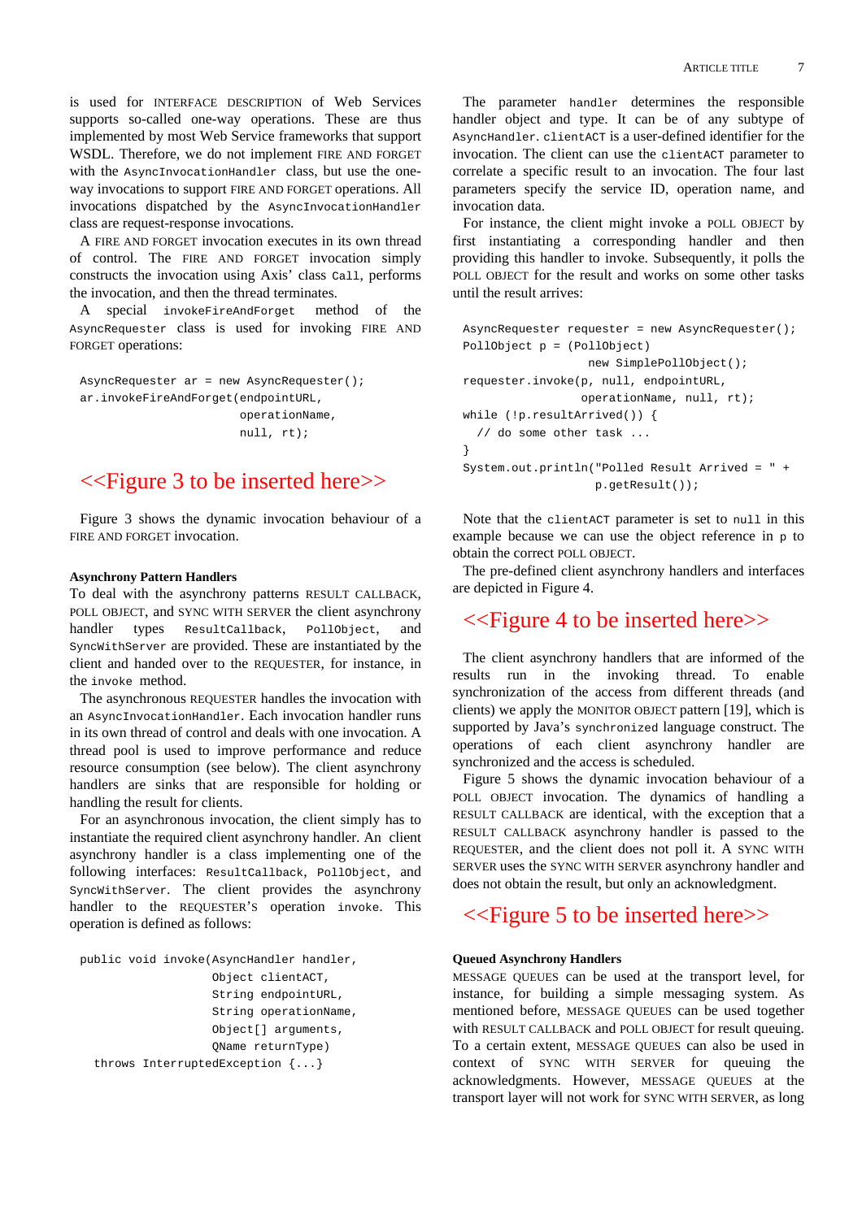is used for INTERFACE DESCRIPTION of Web Services supports so-called one-way operations. These are thus implemented by most Web Service frameworks that support WSDL. Therefore, we do not implement FIRE AND FORGET with the `AsyncInvocationHandler` class, but use the one-way invocations to support FIRE AND FORGET operations. All invocations dispatched by the `AsyncInvocationHandler` class are request-response invocations.

A FIRE AND FORGET invocation executes in its own thread of control. The FIRE AND FORGET invocation simply constructs the invocation using Axis' class `Call`, performs the invocation, and then the thread terminates.

A special `invokeFireAndForget` method of the `AsyncRequester` class is used for invoking FIRE AND FORGET operations:

```
AsyncRequester ar = new AsyncRequester();
ar.invokeFireAndForget(endpointURL,
                       operationName,
                       null, rt);
```

<<Figure 3 to be inserted here>>

Figure 3 shows the dynamic invocation behaviour of a FIRE AND FORGET invocation.

**Asynchrony Pattern Handlers**

To deal with the asynchrony patterns RESULT CALLBACK, POLL OBJECT, and SYNC WITH SERVER the client asynchrony handler types `ResultCallback`, `PollObject`, and `SyncWithServer` are provided. These are instantiated by the client and handed over to the REQUESTER, for instance, in the `invoke` method.

The asynchronous REQUESTER handles the invocation with an `AsyncInvocationHandler`. Each invocation handler runs in its own thread of control and deals with one invocation. A thread pool is used to improve performance and reduce resource consumption (see below). The client asynchrony handlers are sinks that are responsible for holding or handling the result for clients.

For an asynchronous invocation, the client simply has to instantiate the required client asynchrony handler. An client asynchrony handler is a class implementing one of the following interfaces: `ResultCallback`, `PollObject`, and `SyncWithServer`. The client provides the asynchrony handler to the REQUESTER'S operation `invoke`. This operation is defined as follows:

```
public void invoke(AsyncHandler handler,
                   Object clientACT,
                   String endpointURL,
                   String operationName,
                   Object[] arguments,
                   QName returnType)
  throws InterruptedException {...}
```

The parameter `handler` determines the responsible handler object and type. It can be of any subtype of `AsyncHandler`. `clientACT` is a user-defined identifier for the invocation. The client can use the `clientACT` parameter to correlate a specific result to an invocation. The four last parameters specify the service ID, operation name, and invocation data.

For instance, the client might invoke a POLL OBJECT by first instantiating a corresponding handler and then providing this handler to invoke. Subsequently, it polls the POLL OBJECT for the result and works on some other tasks until the result arrives:

```
AsyncRequester requester = new AsyncRequester();
PollObject p = (PollObject)
                  new SimplePollObject();
requester.invoke(p, null, endpointURL,
                 operationName, null, rt);
while (!p.resultArrived()) {
  // do some other task ...
}
System.out.println("Polled Result Arrived = " +
                   p.getResult());
```

Note that the `clientACT` parameter is set to `null` in this example because we can use the object reference in `p` to obtain the correct POLL OBJECT.

The pre-defined client asynchrony handlers and interfaces are depicted in Figure 4.

<<Figure 4 to be inserted here>>

The client asynchrony handlers that are informed of the results run in the invoking thread. To enable synchronization of the access from different threads (and clients) we apply the MONITOR OBJECT pattern [19], which is supported by Java's `synchronized` language construct. The operations of each client asynchrony handler are synchronized and the access is scheduled.

Figure 5 shows the dynamic invocation behaviour of a POLL OBJECT invocation. The dynamics of handling a RESULT CALLBACK are identical, with the exception that a RESULT CALLBACK asynchrony handler is passed to the REQUESTER, and the client does not poll it. A SYNC WITH SERVER uses the SYNC WITH SERVER asynchrony handler and does not obtain the result, but only an acknowledgment.

<<Figure 5 to be inserted here>>

**Queued Asynchrony Handlers**

MESSAGE QUEUES can be used at the transport level, for instance, for building a simple messaging system. As mentioned before, MESSAGE QUEUES can be used together with RESULT CALLBACK and POLL OBJECT for result queuing. To a certain extent, MESSAGE QUEUES can also be used in context of SYNC WITH SERVER for queuing the acknowledgments. However, MESSAGE QUEUES at the transport layer will not work for SYNC WITH SERVER, as long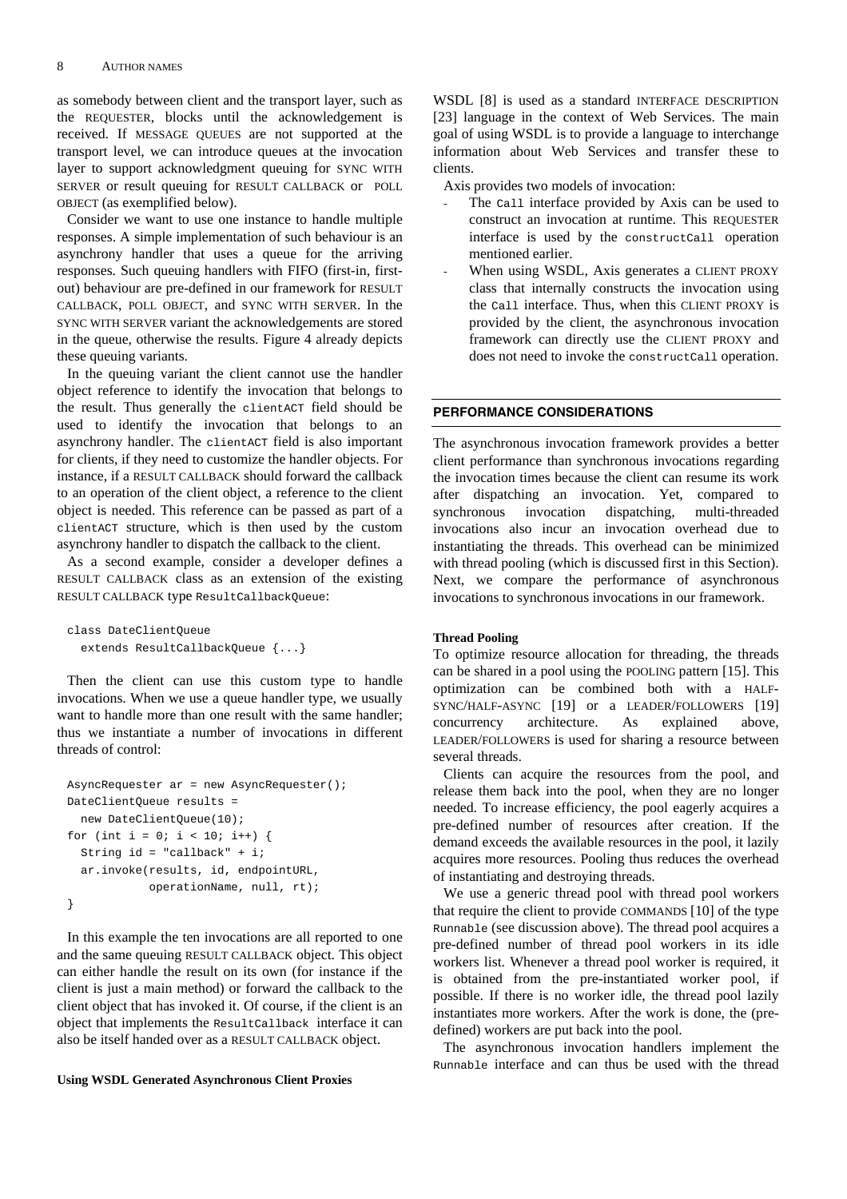as somebody between client and the transport layer, such as the REQUESTER, blocks until the acknowledgement is received. If MESSAGE QUEUES are not supported at the transport level, we can introduce queues at the invocation layer to support acknowledgment queuing for SYNC WITH SERVER or result queuing for RESULT CALLBACK or POLL OBJECT (as exemplified below).

Consider we want to use one instance to handle multiple responses. A simple implementation of such behaviour is an asynchrony handler that uses a queue for the arriving responses. Such queuing handlers with FIFO (first-in, first-out) behaviour are pre-defined in our framework for RESULT CALLBACK, POLL OBJECT, and SYNC WITH SERVER. In the SYNC WITH SERVER variant the acknowledgements are stored in the queue, otherwise the results. Figure 4 already depicts these queuing variants.

In the queuing variant the client cannot use the handler object reference to identify the invocation that belongs to the result. Thus generally the `clientACT` field should be used to identify the invocation that belongs to an asynchrony handler. The `clientACT` field is also important for clients, if they need to customize the handler objects. For instance, if a RESULT CALLBACK should forward the callback to an operation of the client object, a reference to the client object is needed. This reference can be passed as part of a `clientACT` structure, which is then used by the custom asynchrony handler to dispatch the callback to the client.

As a second example, consider a developer defines a RESULT CALLBACK class as an extension of the existing RESULT CALLBACK type `ResultCallbackQueue`:

```
class DateClientQueue
  extends ResultCallbackQueue {...}
```

Then the client can use this custom type to handle invocations. When we use a queue handler type, we usually want to handle more than one result with the same handler; thus we instantiate a number of invocations in different threads of control:

```
AsyncRequester ar = new AsyncRequester();
DateClientQueue results =
  new DateClientQueue(10);
for (int i = 0; i < 10; i++) {
  String id = "callback" + i;
  ar.invoke(results, id, endpointURL,
            operationName, null, rt);
}
```

In this example the ten invocations are all reported to one and the same queuing RESULT CALLBACK object. This object can either handle the result on its own (for instance if the client is just a main method) or forward the callback to the client object that has invoked it. Of course, if the client is an object that implements the `ResultCallback` interface it can also be itself handed over as a RESULT CALLBACK object.

**Using WSDL Generated Asynchronous Client Proxies**

WSDL [8] is used as a standard INTERFACE DESCRIPTION [23] language in the context of Web Services. The main goal of using WSDL is to provide a language to interchange information about Web Services and transfer these to clients.

Axis provides two models of invocation:

- The `Call` interface provided by Axis can be used to construct an invocation at runtime. This REQUESTER interface is used by the `constructCall` operation mentioned earlier.
- When using WSDL, Axis generates a CLIENT PROXY class that internally constructs the invocation using the `Call` interface. Thus, when this CLIENT PROXY is provided by the client, the asynchronous invocation framework can directly use the CLIENT PROXY and does not need to invoke the `constructCall` operation.

## PERFORMANCE CONSIDERATIONS

The asynchronous invocation framework provides a better client performance than synchronous invocations regarding the invocation times because the client can resume its work after dispatching an invocation. Yet, compared to synchronous invocation dispatching, multi-threaded invocations also incur an invocation overhead due to instantiating the threads. This overhead can be minimized with thread pooling (which is discussed first in this Section). Next, we compare the performance of asynchronous invocations to synchronous invocations in our framework.

**Thread Pooling**

To optimize resource allocation for threading, the threads can be shared in a pool using the POOLING pattern [15]. This optimization can be combined both with a HALF-SYNC/HALF-ASYNC [19] or a LEADER/FOLLOWERS [19] concurrency architecture. As explained above, LEADER/FOLLOWERS is used for sharing a resource between several threads.

Clients can acquire the resources from the pool, and release them back into the pool, when they are no longer needed. To increase efficiency, the pool eagerly acquires a pre-defined number of resources after creation. If the demand exceeds the available resources in the pool, it lazily acquires more resources. Pooling thus reduces the overhead of instantiating and destroying threads.

We use a generic thread pool with thread pool workers that require the client to provide COMMANDS [10] of the type `Runnable` (see discussion above). The thread pool acquires a pre-defined number of thread pool workers in its idle workers list. Whenever a thread pool worker is required, it is obtained from the pre-instantiated worker pool, if possible. If there is no worker idle, the thread pool lazily instantiates more workers. After the work is done, the (pre-defined) workers are put back into the pool.

The asynchronous invocation handlers implement the `Runnable` interface and can thus be used with the thread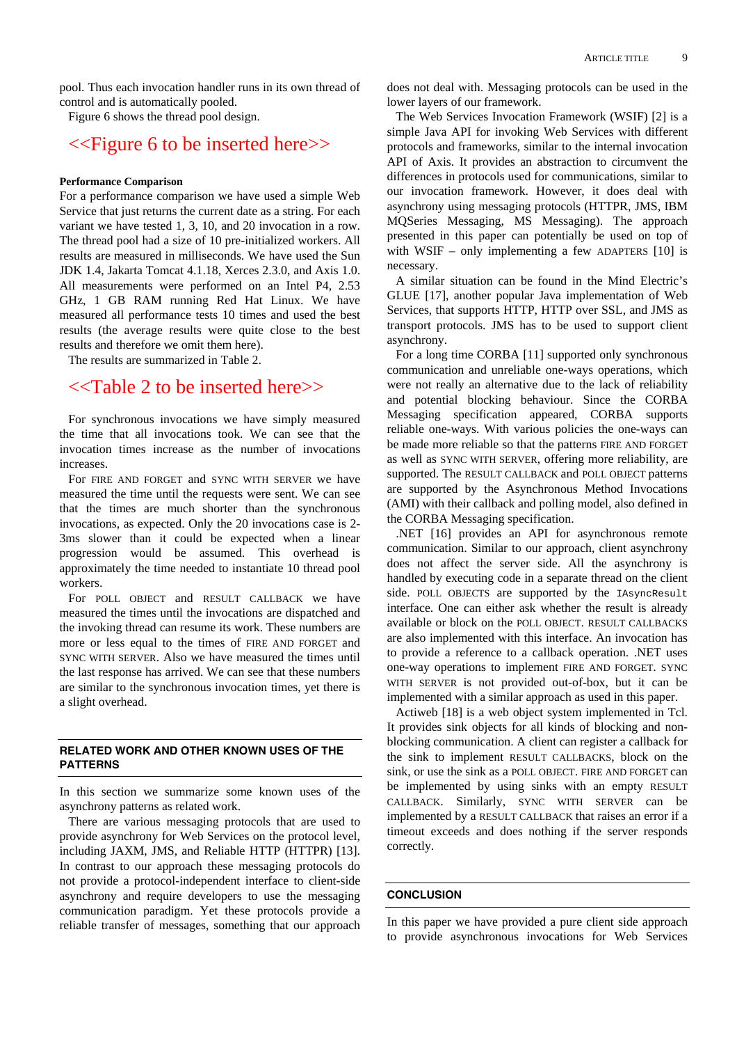pool. Thus each invocation handler runs in its own thread of control and is automatically pooled.

Figure 6 shows the thread pool design.

<<Figure 6 to be inserted here>>

**Performance Comparison**

For a performance comparison we have used a simple Web Service that just returns the current date as a string. For each variant we have tested 1, 3, 10, and 20 invocation in a row. The thread pool had a size of 10 pre-initialized workers. All results are measured in milliseconds. We have used the Sun JDK 1.4, Jakarta Tomcat 4.1.18, Xerces 2.3.0, and Axis 1.0. All measurements were performed on an Intel P4, 2.53 GHz, 1 GB RAM running Red Hat Linux. We have measured all performance tests 10 times and used the best results (the average results were quite close to the best results and therefore we omit them here).

The results are summarized in Table 2.

<<Table 2 to be inserted here>>

For synchronous invocations we have simply measured the time until all invocations took. We can see that the invocation times increase as the number of invocations increases.

For FIRE AND FORGET and SYNC WITH SERVER we have measured the time until the requests were sent. We can see that the times are much shorter than the synchronous invocations, as expected. Only the 20 invocations case is 2-3ms slower than it could be expected when a linear progression would be assumed. This overhead is approximately the time needed to instantiate 10 thread pool workers.

For POLL OBJECT and RESULT CALLBACK we have measured the times until the invocations are dispatched and the invoking thread can resume its work. These numbers are more or less equal to the times of FIRE AND FORGET and SYNC WITH SERVER. Also we have measured the times until the last response has arrived. We can see that these numbers are similar to the synchronous invocation times, yet there is a slight overhead.

## RELATED WORK AND OTHER KNOWN USES OF THE PATTERNS

In this section we summarize some known uses of the asynchrony patterns as related work.

There are various messaging protocols that are used to provide asynchrony for Web Services on the protocol level, including JAXM, JMS, and Reliable HTTP (HTTPR) [13]. In contrast to our approach these messaging protocols do not provide a protocol-independent interface to client-side asynchrony and require developers to use the messaging communication paradigm. Yet these protocols provide a reliable transfer of messages, something that our approach does not deal with. Messaging protocols can be used in the lower layers of our framework.

The Web Services Invocation Framework (WSIF) [2] is a simple Java API for invoking Web Services with different protocols and frameworks, similar to the internal invocation API of Axis. It provides an abstraction to circumvent the differences in protocols used for communications, similar to our invocation framework. However, it does deal with asynchrony using messaging protocols (HTTPR, JMS, IBM MQSeries Messaging, MS Messaging). The approach presented in this paper can potentially be used on top of with WSIF – only implementing a few ADAPTERS [10] is necessary.

A similar situation can be found in the Mind Electric's GLUE [17], another popular Java implementation of Web Services, that supports HTTP, HTTP over SSL, and JMS as transport protocols. JMS has to be used to support client asynchrony.

For a long time CORBA [11] supported only synchronous communication and unreliable one-ways operations, which were not really an alternative due to the lack of reliability and potential blocking behaviour. Since the CORBA Messaging specification appeared, CORBA supports reliable one-ways. With various policies the one-ways can be made more reliable so that the patterns FIRE AND FORGET as well as SYNC WITH SERVER, offering more reliability, are supported. The RESULT CALLBACK and POLL OBJECT patterns are supported by the Asynchronous Method Invocations (AMI) with their callback and polling model, also defined in the CORBA Messaging specification.

.NET [16] provides an API for asynchronous remote communication. Similar to our approach, client asynchrony does not affect the server side. All the asynchrony is handled by executing code in a separate thread on the client side. POLL OBJECTS are supported by the `IAsyncResult` interface. One can either ask whether the result is already available or block on the POLL OBJECT. RESULT CALLBACKS are also implemented with this interface. An invocation has to provide a reference to a callback operation. .NET uses one-way operations to implement FIRE AND FORGET. SYNC WITH SERVER is not provided out-of-box, but it can be implemented with a similar approach as used in this paper.

Actiweb [18] is a web object system implemented in Tcl. It provides sink objects for all kinds of blocking and non-blocking communication. A client can register a callback for the sink to implement RESULT CALLBACKS, block on the sink, or use the sink as a POLL OBJECT. FIRE AND FORGET can be implemented by using sinks with an empty RESULT CALLBACK. Similarly, SYNC WITH SERVER can be implemented by a RESULT CALLBACK that raises an error if a timeout exceeds and does nothing if the server responds correctly.

## CONCLUSION

In this paper we have provided a pure client side approach to provide asynchronous invocations for Web Services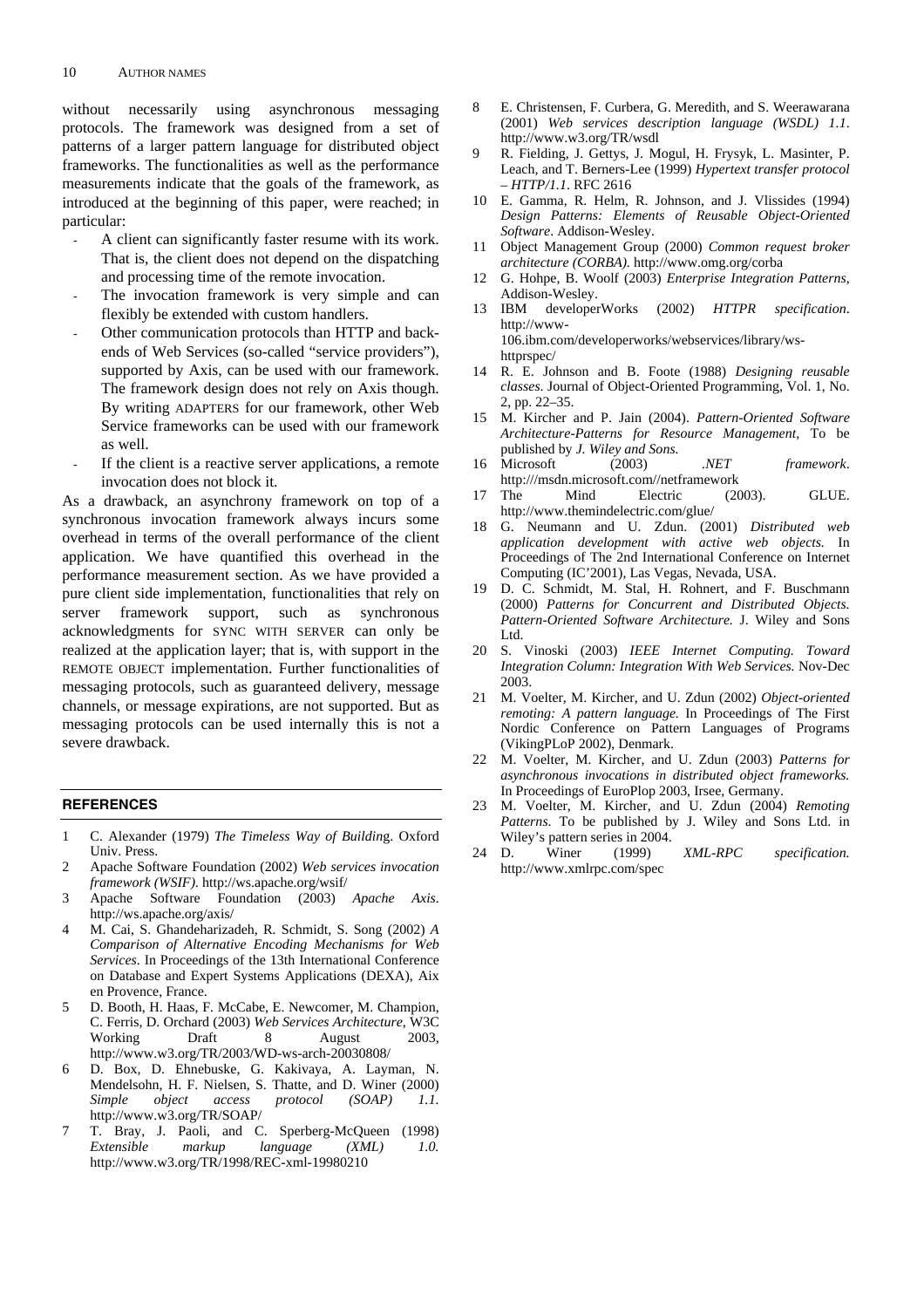without necessarily using asynchronous messaging protocols. The framework was designed from a set of patterns of a larger pattern language for distributed object frameworks. The functionalities as well as the performance measurements indicate that the goals of the framework, as introduced at the beginning of this paper, were reached; in particular:

- A client can significantly faster resume with its work. That is, the client does not depend on the dispatching and processing time of the remote invocation.
- The invocation framework is very simple and can flexibly be extended with custom handlers.
- Other communication protocols than HTTP and back-ends of Web Services (so-called "service providers"), supported by Axis, can be used with our framework. The framework design does not rely on Axis though. By writing ADAPTERS for our framework, other Web Service frameworks can be used with our framework as well.
- If the client is a reactive server applications, a remote invocation does not block it.

As a drawback, an asynchrony framework on top of a synchronous invocation framework always incurs some overhead in terms of the overall performance of the client application. We have quantified this overhead in the performance measurement section. As we have provided a pure client side implementation, functionalities that rely on server framework support, such as synchronous acknowledgments for SYNC WITH SERVER can only be realized at the application layer; that is, with support in the REMOTE OBJECT implementation. Further functionalities of messaging protocols, such as guaranteed delivery, message channels, or message expirations, are not supported. But as messaging protocols can be used internally this is not a severe drawback.

## REFERENCES

1. C. Alexander (1979) *The Timeless Way of Building*. Oxford Univ. Press.
2. Apache Software Foundation (2002) *Web services invocation framework (WSIF).* http://ws.apache.org/wsif/
3. Apache Software Foundation (2003) *Apache Axis*. http://ws.apache.org/axis/
4. M. Cai, S. Ghandeharizadeh, R. Schmidt, S. Song (2002) *A Comparison of Alternative Encoding Mechanisms for Web Services*. In Proceedings of the 13th International Conference on Database and Expert Systems Applications (DEXA), Aix en Provence, France.
5. D. Booth, H. Haas, F. McCabe, E. Newcomer, M. Champion, C. Ferris, D. Orchard (2003) *Web Services Architecture*, W3C Working Draft 8 August 2003, http://www.w3.org/TR/2003/WD-ws-arch-20030808/
6. D. Box, D. Ehnebuske, G. Kakivaya, A. Layman, N. Mendelsohn, H. F. Nielsen, S. Thatte, and D. Winer (2000) *Simple object access protocol (SOAP) 1.1.* http://www.w3.org/TR/SOAP/
7. T. Bray, J. Paoli, and C. Sperberg-McQueen (1998) *Extensible markup language (XML) 1.0.* http://www.w3.org/TR/1998/REC-xml-19980210
8. E. Christensen, F. Curbera, G. Meredith, and S. Weerawarana (2001) *Web services description language (WSDL) 1.1*. http://www.w3.org/TR/wsdl
9. R. Fielding, J. Gettys, J. Mogul, H. Frysyk, L. Masinter, P. Leach, and T. Berners-Lee (1999) *Hypertext transfer protocol – HTTP/1.1*. RFC 2616
10. E. Gamma, R. Helm, R. Johnson, and J. Vlissides (1994) *Design Patterns: Elements of Reusable Object-Oriented Software*. Addison-Wesley.
11. Object Management Group (2000) *Common request broker architecture (CORBA).* http://www.omg.org/corba
12. G. Hohpe, B. Woolf (2003) *Enterprise Integration Patterns*, Addison-Wesley.
13. IBM developerWorks (2002) *HTTPR specification*. http://www-106.ibm.com/developerworks/webservices/library/ws-httprspec/
14. R. E. Johnson and B. Foote (1988) *Designing reusable classes*. Journal of Object-Oriented Programming, Vol. 1, No. 2, pp. 22–35.
15. M. Kircher and P. Jain (2004). *Pattern-Oriented Software Architecture-Patterns for Resource Management*, To be published by *J. Wiley and Sons.*
16. Microsoft (2003) *.NET framework*. http:///msdn.microsoft.com//netframework
17. The Mind Electric (2003). GLUE. http://www.themindelectric.com/glue/
18. G. Neumann and U. Zdun. (2001) *Distributed web application development with active web objects.* In Proceedings of The 2nd International Conference on Internet Computing (IC'2001), Las Vegas, Nevada, USA.
19. D. C. Schmidt, M. Stal, H. Rohnert, and F. Buschmann (2000) *Patterns for Concurrent and Distributed Objects. Pattern-Oriented Software Architecture.* J. Wiley and Sons Ltd.
20. S. Vinoski (2003) *IEEE Internet Computing. Toward Integration Column: Integration With Web Services.* Nov-Dec 2003.
21. M. Voelter, M. Kircher, and U. Zdun (2002) *Object-oriented remoting: A pattern language.* In Proceedings of The First Nordic Conference on Pattern Languages of Programs (VikingPLoP 2002), Denmark.
22. M. Voelter, M. Kircher, and U. Zdun (2003) *Patterns for asynchronous invocations in distributed object frameworks.* In Proceedings of EuroPlop 2003, Irsee, Germany.
23. M. Voelter, M. Kircher, and U. Zdun (2004) *Remoting Patterns*. To be published by J. Wiley and Sons Ltd. in Wiley's pattern series in 2004.
24. D. Winer (1999) *XML-RPC specification.* http://www.xmlrpc.com/spec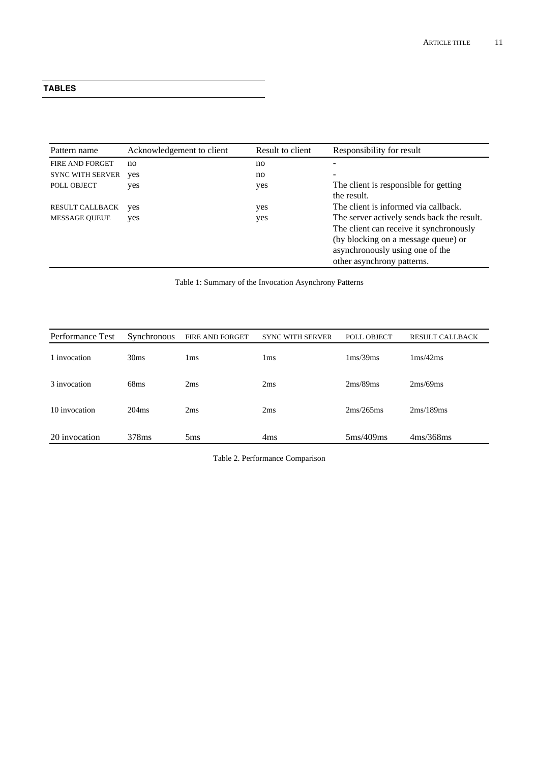## TABLES

| Pattern name | Acknowledgement to client | Result to client | Responsibility for result |
|---|---|---|---|
| FIRE AND FORGET | no | no | - |
| SYNC WITH SERVER | yes | no | - |
| POLL OBJECT | yes | yes | The client is responsible for getting the result. |
| RESULT CALLBACK | yes | yes | The client is informed via callback. |
| MESSAGE QUEUE | yes | yes | The server actively sends back the result. The client can receive it synchronously (by blocking on a message queue) or asynchronously using one of the other asynchrony patterns. |

Table 1: Summary of the Invocation Asynchrony Patterns

| Performance Test | Synchronous | FIRE AND FORGET | SYNC WITH SERVER | POLL OBJECT | RESULT CALLBACK |
|---|---|---|---|---|---|
| 1 invocation | 30ms | 1ms | 1ms | 1ms/39ms | 1ms/42ms |
| 3 invocation | 68ms | 2ms | 2ms | 2ms/89ms | 2ms/69ms |
| 10 invocation | 204ms | 2ms | 2ms | 2ms/265ms | 2ms/189ms |
| 20 invocation | 378ms | 5ms | 4ms | 5ms/409ms | 4ms/368ms |

Table 2. Performance Comparison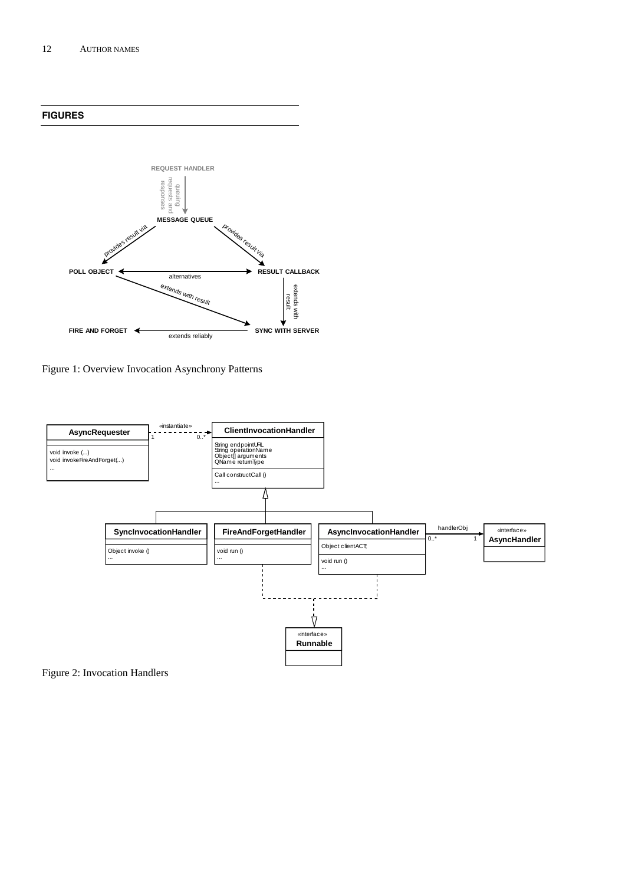## FIGURES

Figure 1: Overview Invocation Asynchrony Patterns

Figure 2: Invocation Handlers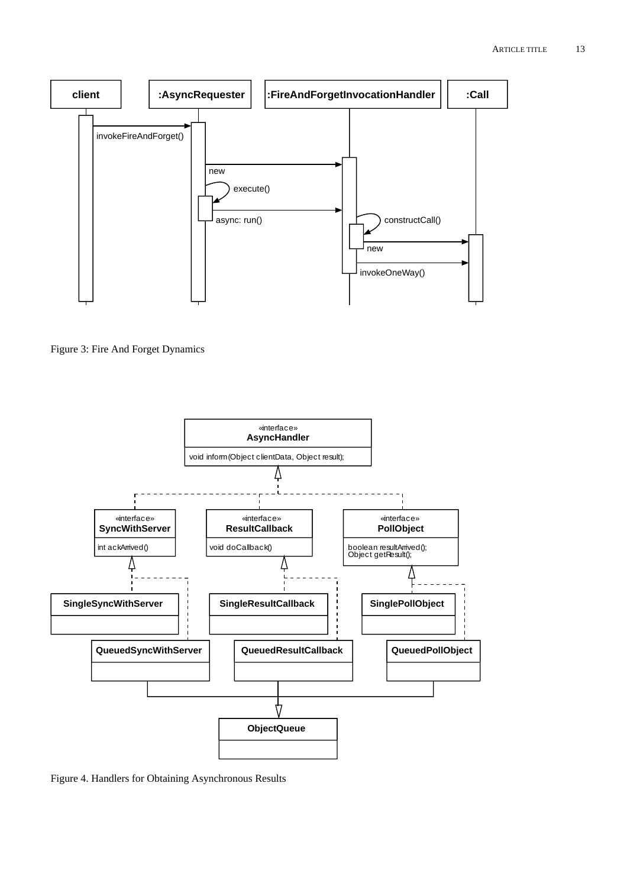Figure 3: Fire And Forget Dynamics

Figure 4. Handlers for Obtaining Asynchronous Results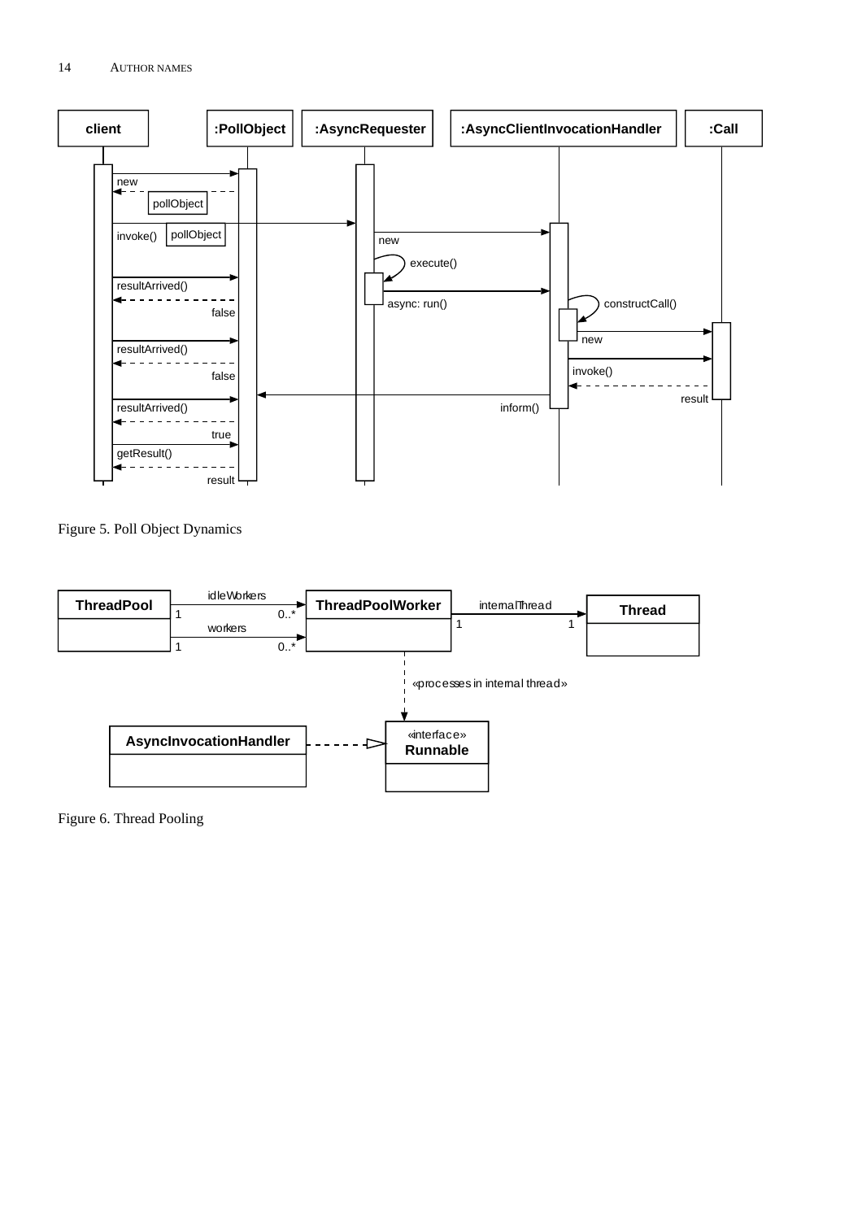client

:PollObject

:AsyncRequester

:AsyncClientInvocationHandler

:Call

new

pollObject

invoke()

pollObject

new

execute()

resultArrived()

false

async: run()

constructCall()

new

resultArrived()

false

invoke()

result

resultArrived()

inform()

true

getResult()

result

Figure 5. Poll Object Dynamics

ThreadPool

idleWorkers

1

0..*

workers

1

0..*

ThreadPoolWorker

internalThread

1

1

Thread

«processes in internal thread»

AsyncInvocationHandler

«interface»

Runnable

Figure 6. Thread Pooling